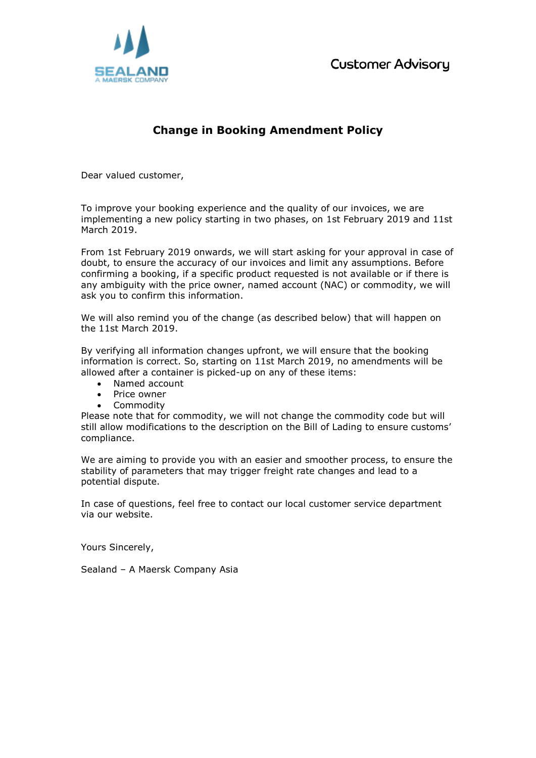SEALAND
A MAERSK COMPANY

Customer Advisory

## Change in Booking Amendment Policy

Dear valued customer,

To improve your booking experience and the quality of our invoices, we are implementing a new policy starting in two phases, on 1st February 2019 and 11st March 2019.

From 1st February 2019 onwards, we will start asking for your approval in case of doubt, to ensure the accuracy of our invoices and limit any assumptions. Before confirming a booking, if a specific product requested is not available or if there is any ambiguity with the price owner, named account (NAC) or commodity, we will ask you to confirm this information.

We will also remind you of the change (as described below) that will happen on the 11st March 2019.

By verifying all information changes upfront, we will ensure that the booking information is correct. So, starting on 11st March 2019, no amendments will be allowed after a container is picked-up on any of these items:

- Named account
- Price owner
- Commodity

Please note that for commodity, we will not change the commodity code but will still allow modifications to the description on the Bill of Lading to ensure customs' compliance.

We are aiming to provide you with an easier and smoother process, to ensure the stability of parameters that may trigger freight rate changes and lead to a potential dispute.

In case of questions, feel free to contact our local customer service department via our website.

Yours Sincerely,

Sealand – A Maersk Company Asia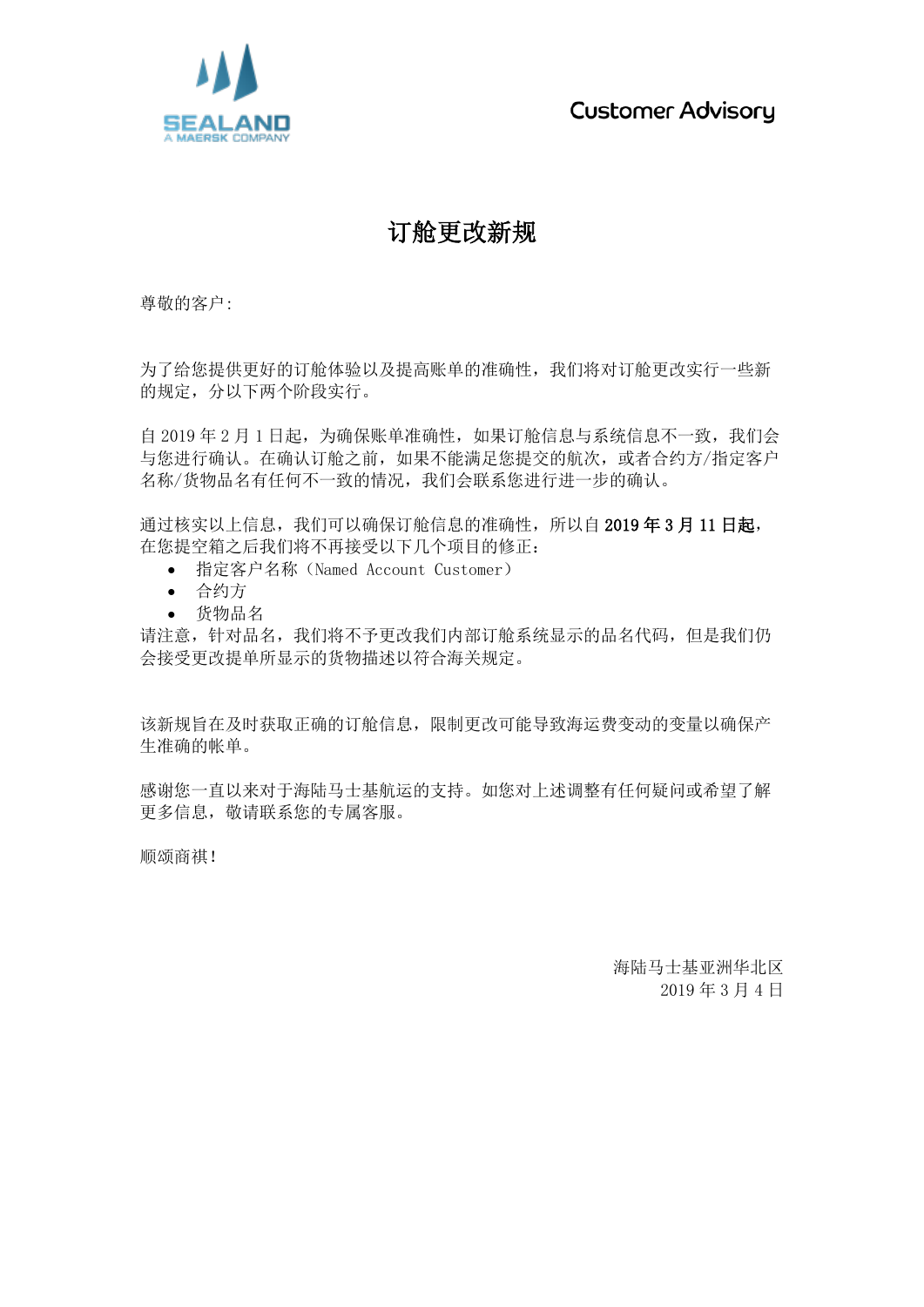SEALAND
A MAERSK COMPANY

Customer Advisory

# 订舱更改新规

尊敬的客户:

为了给您提供更好的订舱体验以及提高账单的准确性，我们将对订舱更改实行一些新的规定，分以下两个阶段实行。

自 2019 年 2 月 1 日起，为确保账单准确性，如果订舱信息与系统信息不一致，我们会与您进行确认。在确认订舱之前，如果不能满足您提交的航次，或者合约方/指定客户名称/货物品名有任何不一致的情况，我们会联系您进行进一步的确认。

通过核实以上信息，我们可以确保订舱信息的准确性，所以自 **2019 年 3 月 11 日起**，在您提空箱之后我们将不再接受以下几个项目的修正：

- 指定客户名称（Named Account Customer）
- 合约方
- 货物品名

请注意，针对品名，我们将不予更改我们内部订舱系统显示的品名代码，但是我们仍会接受更改提单所显示的货物描述以符合海关规定。

该新规旨在及时获取正确的订舱信息，限制更改可能导致海运费变动的变量以确保产生准确的帐单。

感谢您一直以来对于海陆马士基航运的支持。如您对上述调整有任何疑问或希望了解更多信息，敬请联系您的专属客服。

顺颂商祺！

海陆马士基亚洲华北区
2019 年 3 月 4 日